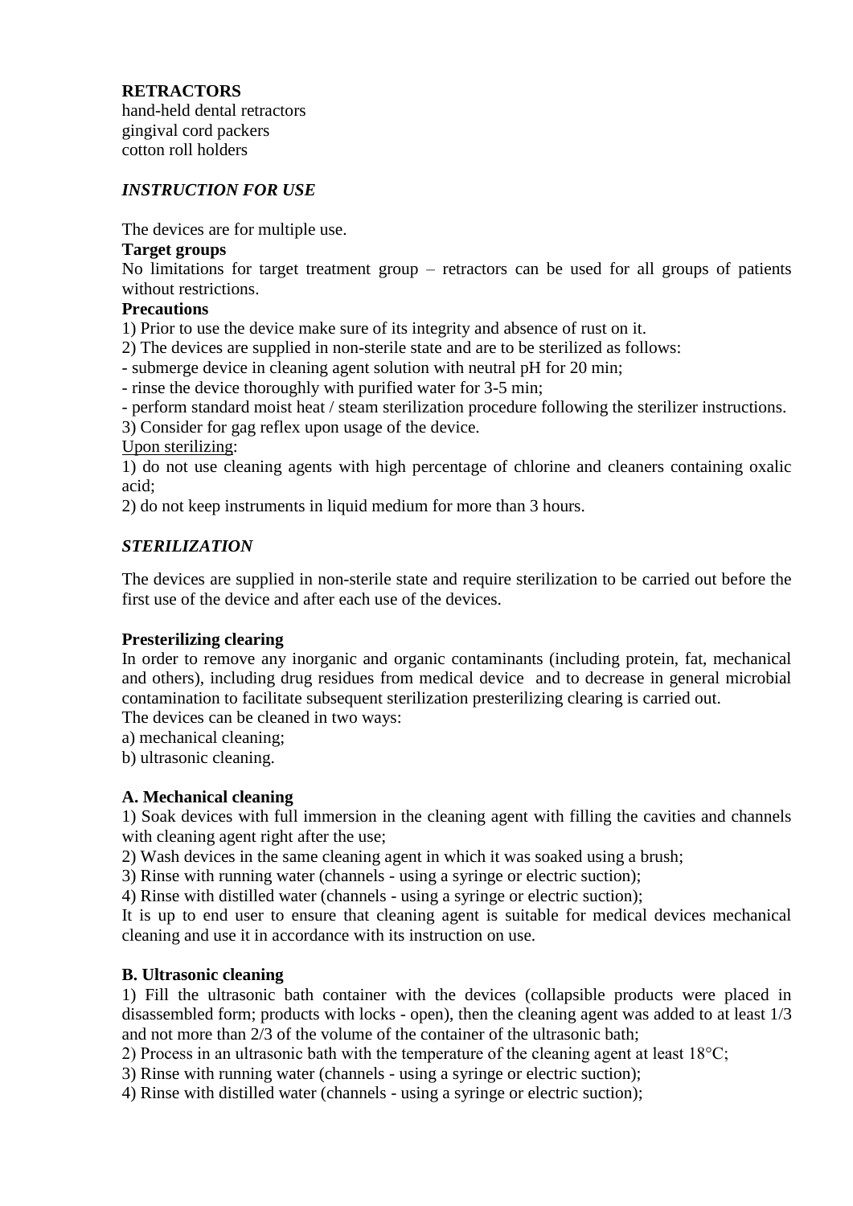**RETRACTORS**

hand-held dental retractors
gingival cord packers
cotton roll holders

***INSTRUCTION FOR USE***

The devices are for multiple use.

**Target groups**

No limitations for target treatment group – retractors can be used for all groups of patients without restrictions.

**Precautions**

1) Prior to use the device make sure of its integrity and absence of rust on it.
2) The devices are supplied in non-sterile state and are to be sterilized as follows:
- submerge device in cleaning agent solution with neutral pH for 20 min;
- rinse the device thoroughly with purified water for 3-5 min;
- perform standard moist heat / steam sterilization procedure following the sterilizer instructions.
3) Consider for gag reflex upon usage of the device.

Upon sterilizing:

1) do not use cleaning agents with high percentage of chlorine and cleaners containing oxalic acid;
2) do not keep instruments in liquid medium for more than 3 hours.

***STERILIZATION***

The devices are supplied in non-sterile state and require sterilization to be carried out before the first use of the device and after each use of the devices.

**Presterilizing clearing**

In order to remove any inorganic and organic contaminants (including protein, fat, mechanical and others), including drug residues from medical device and to decrease in general microbial contamination to facilitate subsequent sterilization presterilizing clearing is carried out.

The devices can be cleaned in two ways:

a) mechanical cleaning;
b) ultrasonic cleaning.

**A. Mechanical cleaning**

1) Soak devices with full immersion in the cleaning agent with filling the cavities and channels with cleaning agent right after the use;
2) Wash devices in the same cleaning agent in which it was soaked using a brush;
3) Rinse with running water (channels - using a syringe or electric suction);
4) Rinse with distilled water (channels - using a syringe or electric suction);

It is up to end user to ensure that cleaning agent is suitable for medical devices mechanical cleaning and use it in accordance with its instruction on use.

**B. Ultrasonic cleaning**

1) Fill the ultrasonic bath container with the devices (collapsible products were placed in disassembled form; products with locks - open), then the cleaning agent was added to at least 1/3 and not more than 2/3 of the volume of the container of the ultrasonic bath;
2) Process in an ultrasonic bath with the temperature of the cleaning agent at least 18°C;
3) Rinse with running water (channels - using a syringe or electric suction);
4) Rinse with distilled water (channels - using a syringe or electric suction);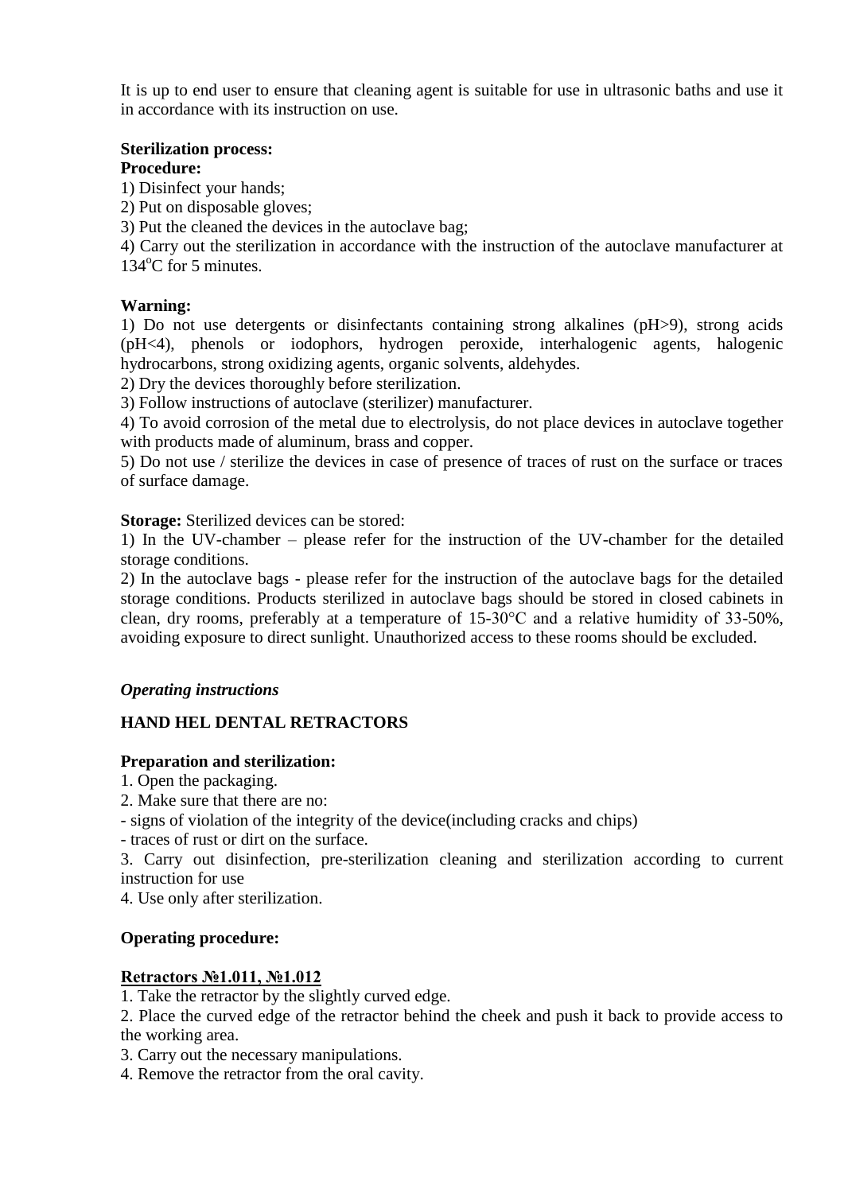It is up to end user to ensure that cleaning agent is suitable for use in ultrasonic baths and use it in accordance with its instruction on use.

**Sterilization process:**
**Procedure:**

1) Disinfect your hands;
2) Put on disposable gloves;
3) Put the cleaned the devices in the autoclave bag;
4) Carry out the sterilization in accordance with the instruction of the autoclave manufacturer at 134°C for 5 minutes.

**Warning:**

1) Do not use detergents or disinfectants containing strong alkalines (pH>9), strong acids (pH<4), phenols or iodophors, hydrogen peroxide, interhalogenic agents, halogenic hydrocarbons, strong oxidizing agents, organic solvents, aldehydes.
2) Dry the devices thoroughly before sterilization.
3) Follow instructions of autoclave (sterilizer) manufacturer.
4) To avoid corrosion of the metal due to electrolysis, do not place devices in autoclave together with products made of aluminum, brass and copper.
5) Do not use / sterilize the devices in case of presence of traces of rust on the surface or traces of surface damage.

**Storage:** Sterilized devices can be stored:

1) In the UV-chamber – please refer for the instruction of the UV-chamber for the detailed storage conditions.
2) In the autoclave bags - please refer for the instruction of the autoclave bags for the detailed storage conditions. Products sterilized in autoclave bags should be stored in closed cabinets in clean, dry rooms, preferably at a temperature of 15-30°C and a relative humidity of 33-50%, avoiding exposure to direct sunlight. Unauthorized access to these rooms should be excluded.

*Operating instructions*

## HAND HEL DENTAL RETRACTORS

**Preparation and sterilization:**

1. Open the packaging.
2. Make sure that there are no:
   - signs of violation of the integrity of the device(including cracks and chips)
   - traces of rust or dirt on the surface.
3. Carry out disinfection, pre-sterilization cleaning and sterilization according to current instruction for use
4. Use only after sterilization.

**Operating procedure:**

**Retractors №1.011, №1.012**

1. Take the retractor by the slightly curved edge.
2. Place the curved edge of the retractor behind the cheek and push it back to provide access to the working area.
3. Carry out the necessary manipulations.
4. Remove the retractor from the oral cavity.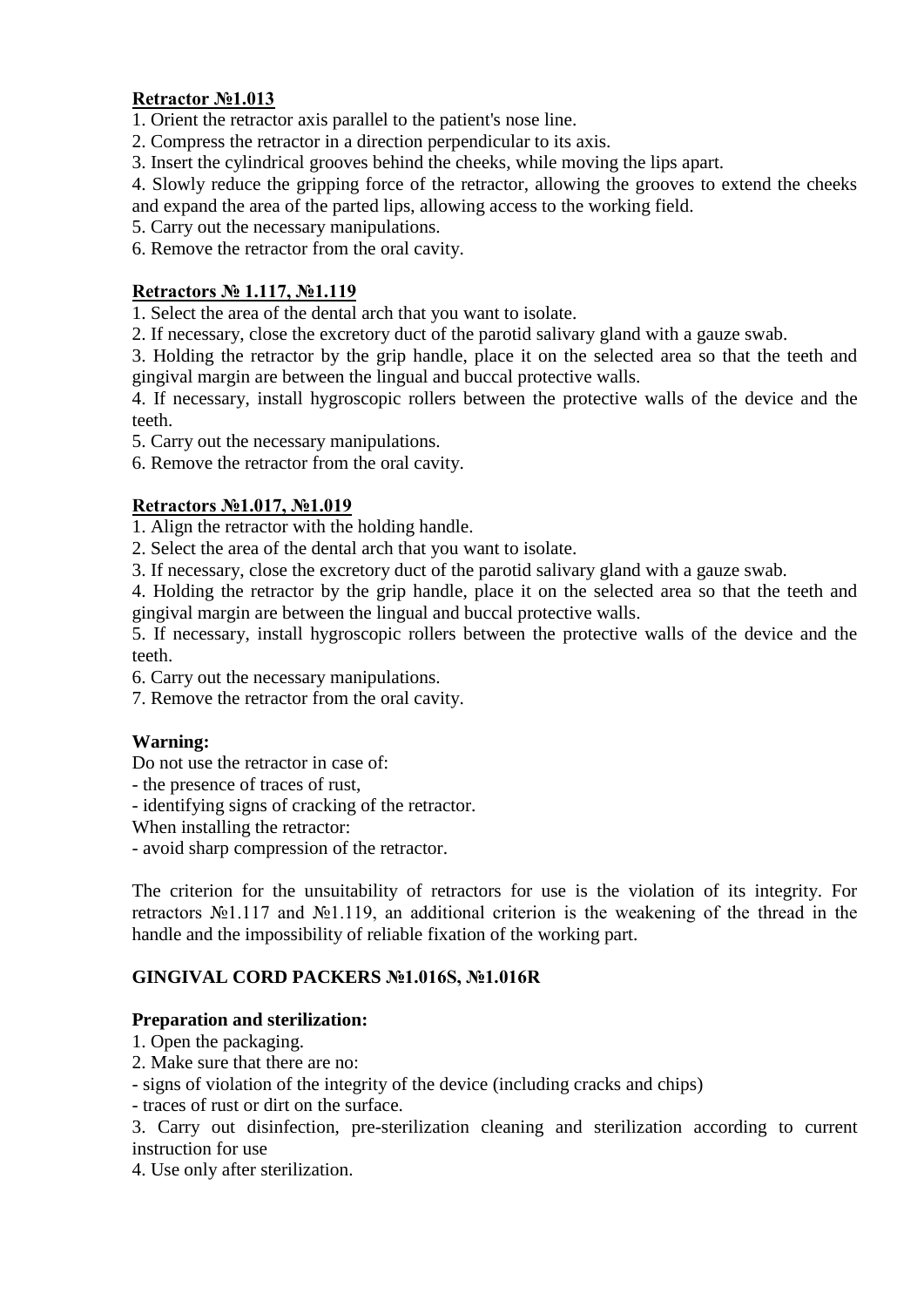**Retractor №1.013**

1. Orient the retractor axis parallel to the patient's nose line.
2. Compress the retractor in a direction perpendicular to its axis.
3. Insert the cylindrical grooves behind the cheeks, while moving the lips apart.
4. Slowly reduce the gripping force of the retractor, allowing the grooves to extend the cheeks and expand the area of the parted lips, allowing access to the working field.
5. Carry out the necessary manipulations.
6. Remove the retractor from the oral cavity.

**Retractors № 1.117, №1.119**

1. Select the area of the dental arch that you want to isolate.
2. If necessary, close the excretory duct of the parotid salivary gland with a gauze swab.
3. Holding the retractor by the grip handle, place it on the selected area so that the teeth and gingival margin are between the lingual and buccal protective walls.
4. If necessary, install hygroscopic rollers between the protective walls of the device and the teeth.
5. Carry out the necessary manipulations.
6. Remove the retractor from the oral cavity.

**Retractors №1.017, №1.019**

1. Align the retractor with the holding handle.
2. Select the area of the dental arch that you want to isolate.
3. If necessary, close the excretory duct of the parotid salivary gland with a gauze swab.
4. Holding the retractor by the grip handle, place it on the selected area so that the teeth and gingival margin are between the lingual and buccal protective walls.
5. If necessary, install hygroscopic rollers between the protective walls of the device and the teeth.
6. Carry out the necessary manipulations.
7. Remove the retractor from the oral cavity.

**Warning:**

Do not use the retractor in case of:
- the presence of traces of rust,
- identifying signs of cracking of the retractor.

When installing the retractor:
- avoid sharp compression of the retractor.

The criterion for the unsuitability of retractors for use is the violation of its integrity. For retractors №1.117 and №1.119, an additional criterion is the weakening of the thread in the handle and the impossibility of reliable fixation of the working part.

## GINGIVAL CORD PACKERS №1.016S, №1.016R

**Preparation and sterilization:**

1. Open the packaging.
2. Make sure that there are no:
   - signs of violation of the integrity of the device (including cracks and chips)
   - traces of rust or dirt on the surface.
3. Carry out disinfection, pre-sterilization cleaning and sterilization according to current instruction for use
4. Use only after sterilization.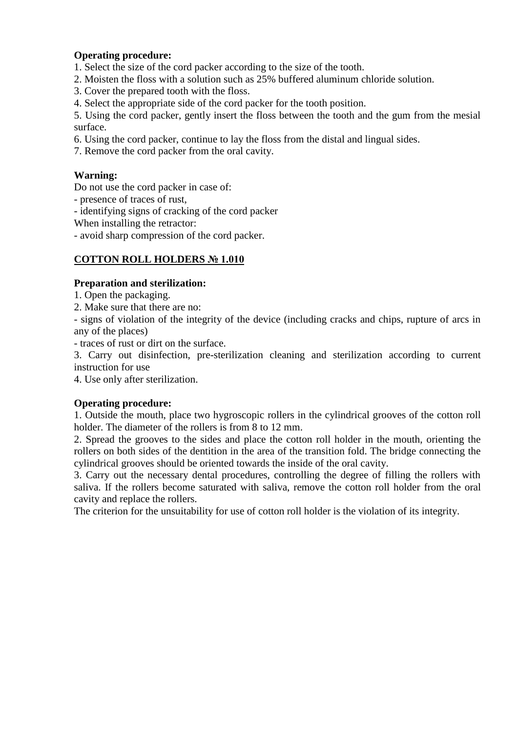**Operating procedure:**

1. Select the size of the cord packer according to the size of the tooth.
2. Moisten the floss with a solution such as 25% buffered aluminum chloride solution.
3. Cover the prepared tooth with the floss.
4. Select the appropriate side of the cord packer for the tooth position.
5. Using the cord packer, gently insert the floss between the tooth and the gum from the mesial surface.
6. Using the cord packer, continue to lay the floss from the distal and lingual sides.
7. Remove the cord packer from the oral cavity.

**Warning:**

Do not use the cord packer in case of:

- presence of traces of rust,
- identifying signs of cracking of the cord packer

When installing the retractor:

- avoid sharp compression of the cord packer.

## COTTON ROLL HOLDERS № 1.010

**Preparation and sterilization:**

1. Open the packaging.
2. Make sure that there are no:

- signs of violation of the integrity of the device (including cracks and chips, rupture of arcs in any of the places)
- traces of rust or dirt on the surface.

3. Carry out disinfection, pre-sterilization cleaning and sterilization according to current instruction for use
4. Use only after sterilization.

**Operating procedure:**

1. Outside the mouth, place two hygroscopic rollers in the cylindrical grooves of the cotton roll holder. The diameter of the rollers is from 8 to 12 mm.
2. Spread the grooves to the sides and place the cotton roll holder in the mouth, orienting the rollers on both sides of the dentition in the area of the transition fold. The bridge connecting the cylindrical grooves should be oriented towards the inside of the oral cavity.
3. Carry out the necessary dental procedures, controlling the degree of filling the rollers with saliva. If the rollers become saturated with saliva, remove the cotton roll holder from the oral cavity and replace the rollers.

The criterion for the unsuitability for use of cotton roll holder is the violation of its integrity.